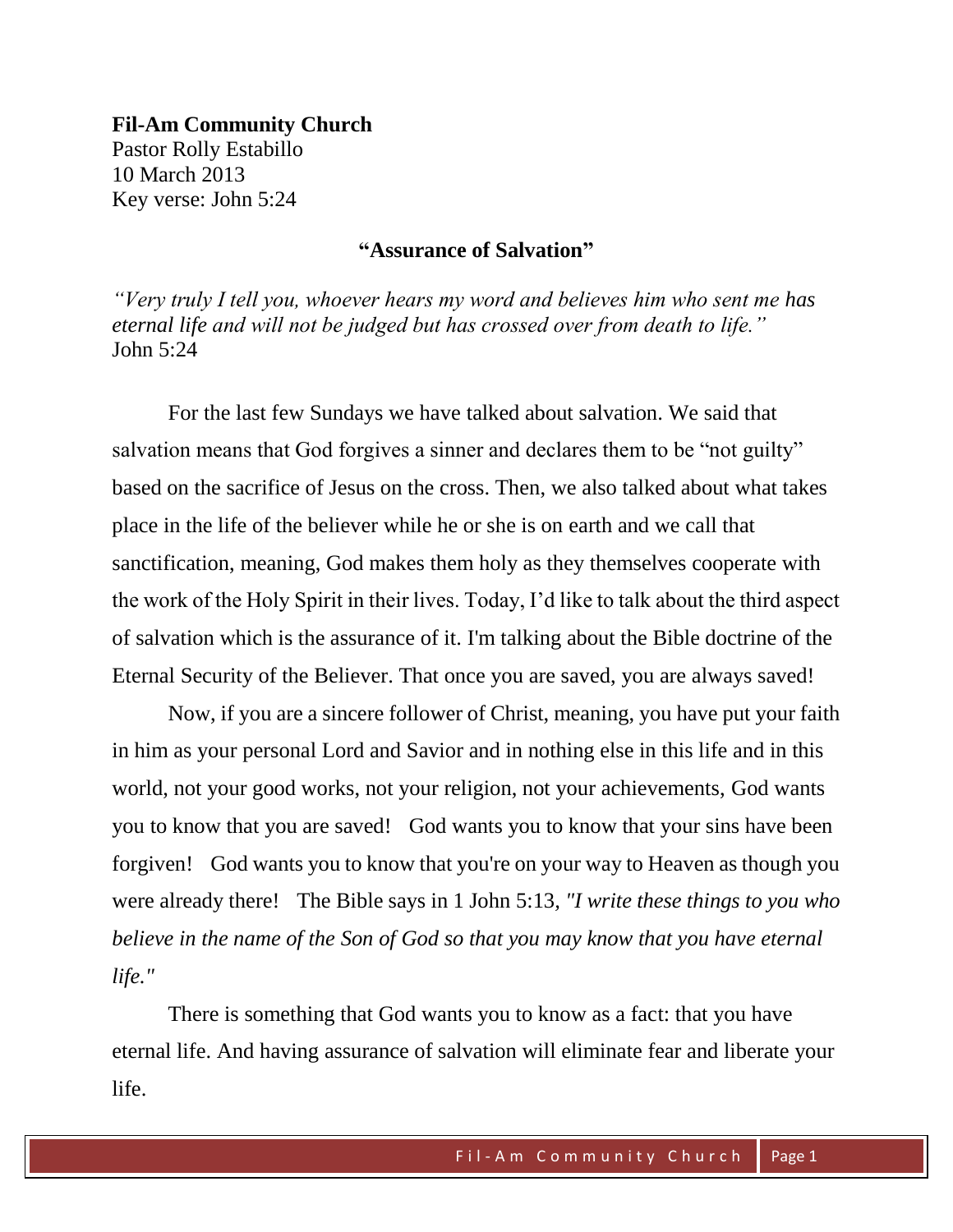**Fil-Am Community Church**
Pastor Rolly Estabillo
10 March 2013
Key verse: John 5:24

## "Assurance of Salvation"

*"Very truly I tell you, whoever hears my word and believes him who sent me has eternal life and will not be judged but has crossed over from death to life."*
John 5:24

For the last few Sundays we have talked about salvation. We said that salvation means that God forgives a sinner and declares them to be "not guilty" based on the sacrifice of Jesus on the cross. Then, we also talked about what takes place in the life of the believer while he or she is on earth and we call that sanctification, meaning, God makes them holy as they themselves cooperate with the work of the Holy Spirit in their lives. Today, I'd like to talk about the third aspect of salvation which is the assurance of it. I'm talking about the Bible doctrine of the Eternal Security of the Believer. That once you are saved, you are always saved!

Now, if you are a sincere follower of Christ, meaning, you have put your faith in him as your personal Lord and Savior and in nothing else in this life and in this world, not your good works, not your religion, not your achievements, God wants you to know that you are saved! God wants you to know that your sins have been forgiven! God wants you to know that you're on your way to Heaven as though you were already there! The Bible says in 1 John 5:13, *"I write these things to you who believe in the name of the Son of God so that you may know that you have eternal life."*

There is something that God wants you to know as a fact: that you have eternal life. And having assurance of salvation will eliminate fear and liberate your life.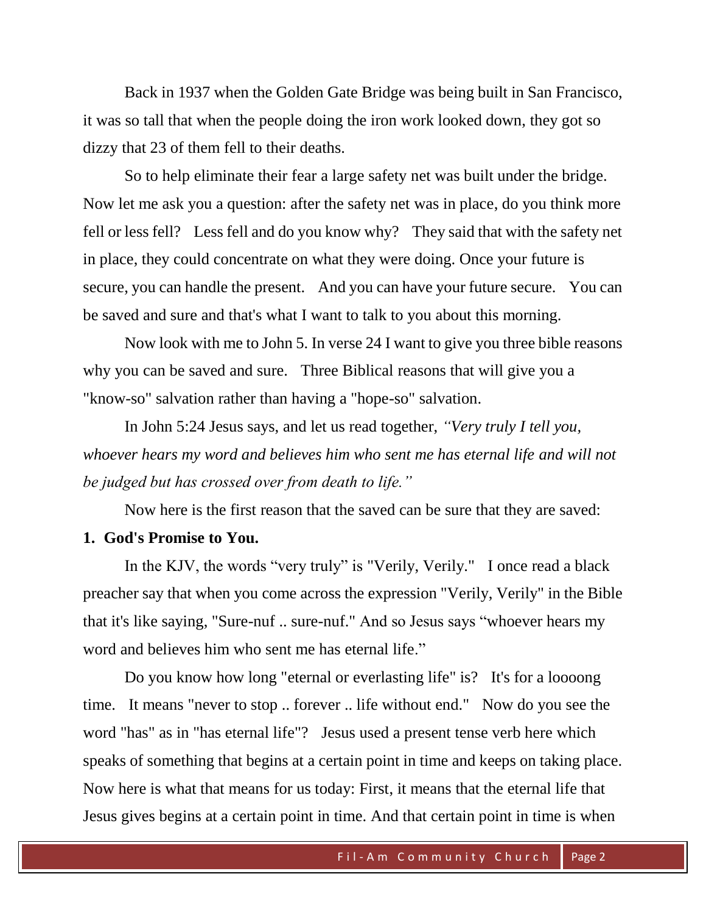Back in 1937 when the Golden Gate Bridge was being built in San Francisco, it was so tall that when the people doing the iron work looked down, they got so dizzy that 23 of them fell to their deaths.

So to help eliminate their fear a large safety net was built under the bridge. Now let me ask you a question: after the safety net was in place, do you think more fell or less fell? Less fell and do you know why? They said that with the safety net in place, they could concentrate on what they were doing. Once your future is secure, you can handle the present. And you can have your future secure. You can be saved and sure and that's what I want to talk to you about this morning.

Now look with me to John 5. In verse 24 I want to give you three bible reasons why you can be saved and sure. Three Biblical reasons that will give you a "know-so" salvation rather than having a "hope-so" salvation.

In John 5:24 Jesus says, and let us read together, *"Very truly I tell you, whoever hears my word and believes him who sent me has eternal life and will not be judged but has crossed over from death to life."*

Now here is the first reason that the saved can be sure that they are saved:

**1. God's Promise to You.**

In the KJV, the words "very truly" is "Verily, Verily." I once read a black preacher say that when you come across the expression "Verily, Verily" in the Bible that it's like saying, "Sure-nuf .. sure-nuf." And so Jesus says "whoever hears my word and believes him who sent me has eternal life."

Do you know how long "eternal or everlasting life" is? It's for a loooong time. It means "never to stop .. forever .. life without end." Now do you see the word "has" as in "has eternal life"? Jesus used a present tense verb here which speaks of something that begins at a certain point in time and keeps on taking place. Now here is what that means for us today: First, it means that the eternal life that Jesus gives begins at a certain point in time. And that certain point in time is when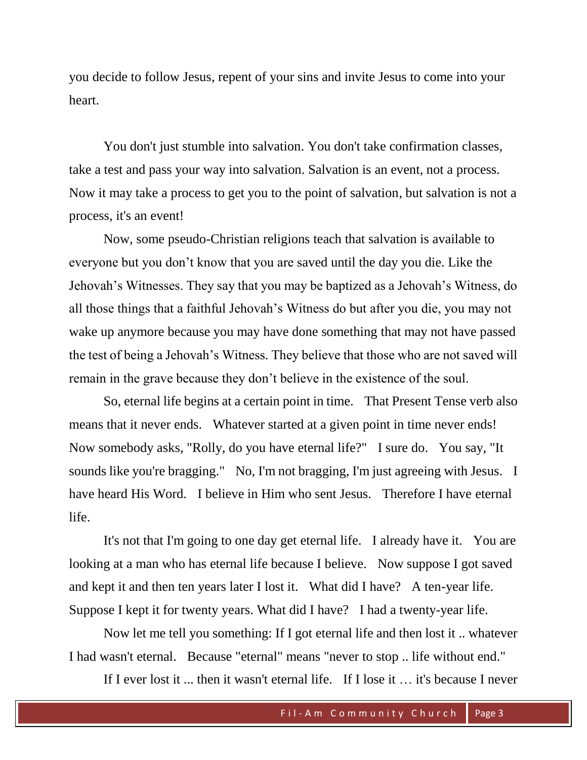you decide to follow Jesus, repent of your sins and invite Jesus to come into your heart.

You don't just stumble into salvation. You don't take confirmation classes, take a test and pass your way into salvation. Salvation is an event, not a process. Now it may take a process to get you to the point of salvation, but salvation is not a process, it's an event!

Now, some pseudo-Christian religions teach that salvation is available to everyone but you don't know that you are saved until the day you die. Like the Jehovah's Witnesses. They say that you may be baptized as a Jehovah's Witness, do all those things that a faithful Jehovah's Witness do but after you die, you may not wake up anymore because you may have done something that may not have passed the test of being a Jehovah's Witness. They believe that those who are not saved will remain in the grave because they don't believe in the existence of the soul.

So, eternal life begins at a certain point in time. That Present Tense verb also means that it never ends. Whatever started at a given point in time never ends! Now somebody asks, "Rolly, do you have eternal life?" I sure do. You say, "It sounds like you're bragging." No, I'm not bragging, I'm just agreeing with Jesus. I have heard His Word. I believe in Him who sent Jesus. Therefore I have eternal life.

It's not that I'm going to one day get eternal life. I already have it. You are looking at a man who has eternal life because I believe. Now suppose I got saved and kept it and then ten years later I lost it. What did I have? A ten-year life. Suppose I kept it for twenty years. What did I have? I had a twenty-year life.

Now let me tell you something: If I got eternal life and then lost it .. whatever I had wasn't eternal. Because "eternal" means "never to stop .. life without end."

If I ever lost it ... then it wasn't eternal life. If I lose it … it's because I never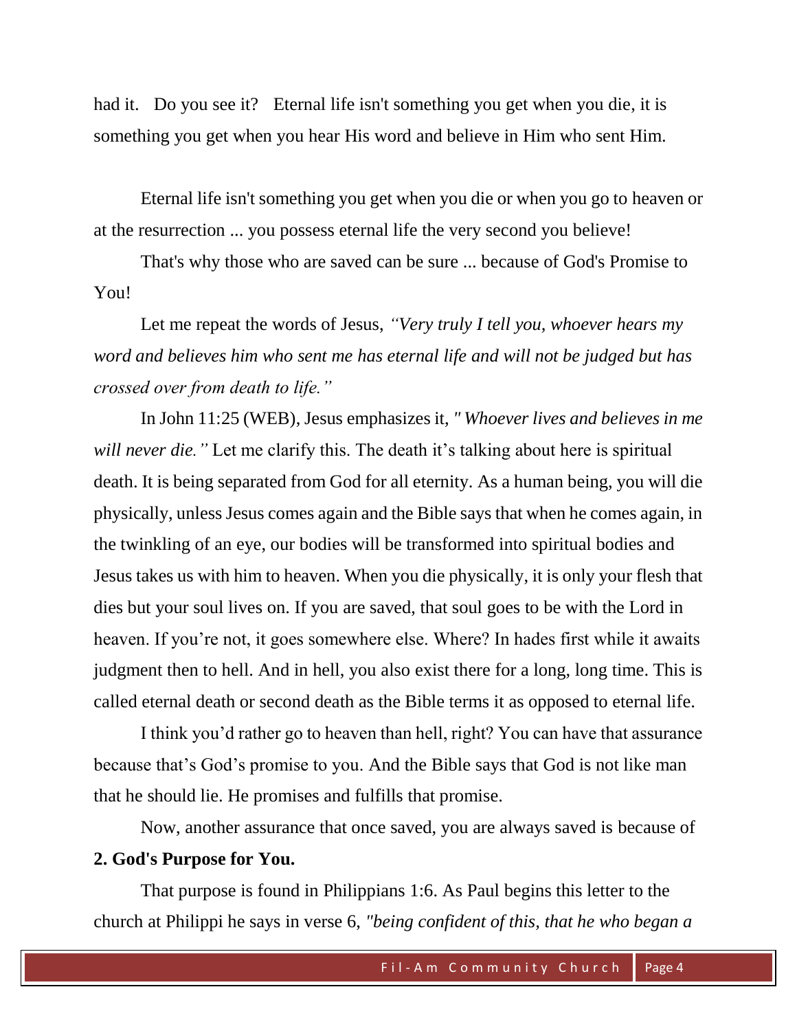had it. Do you see it? Eternal life isn't something you get when you die, it is something you get when you hear His word and believe in Him who sent Him.

Eternal life isn't something you get when you die or when you go to heaven or at the resurrection ... you possess eternal life the very second you believe!

That's why those who are saved can be sure ... because of God's Promise to You!

Let me repeat the words of Jesus, *"Very truly I tell you, whoever hears my word and believes him who sent me has eternal life and will not be judged but has crossed over from death to life."*

In John 11:25 (WEB), Jesus emphasizes it, *" Whoever lives and believes in me will never die."* Let me clarify this. The death it's talking about here is spiritual death. It is being separated from God for all eternity. As a human being, you will die physically, unless Jesus comes again and the Bible says that when he comes again, in the twinkling of an eye, our bodies will be transformed into spiritual bodies and Jesus takes us with him to heaven. When you die physically, it is only your flesh that dies but your soul lives on. If you are saved, that soul goes to be with the Lord in heaven. If you're not, it goes somewhere else. Where? In hades first while it awaits judgment then to hell. And in hell, you also exist there for a long, long time. This is called eternal death or second death as the Bible terms it as opposed to eternal life.

I think you'd rather go to heaven than hell, right? You can have that assurance because that's God's promise to you. And the Bible says that God is not like man that he should lie. He promises and fulfills that promise.

Now, another assurance that once saved, you are always saved is because of

**2. God's Purpose for You.**

That purpose is found in Philippians 1:6. As Paul begins this letter to the church at Philippi he says in verse 6, *"being confident of this, that he who began a*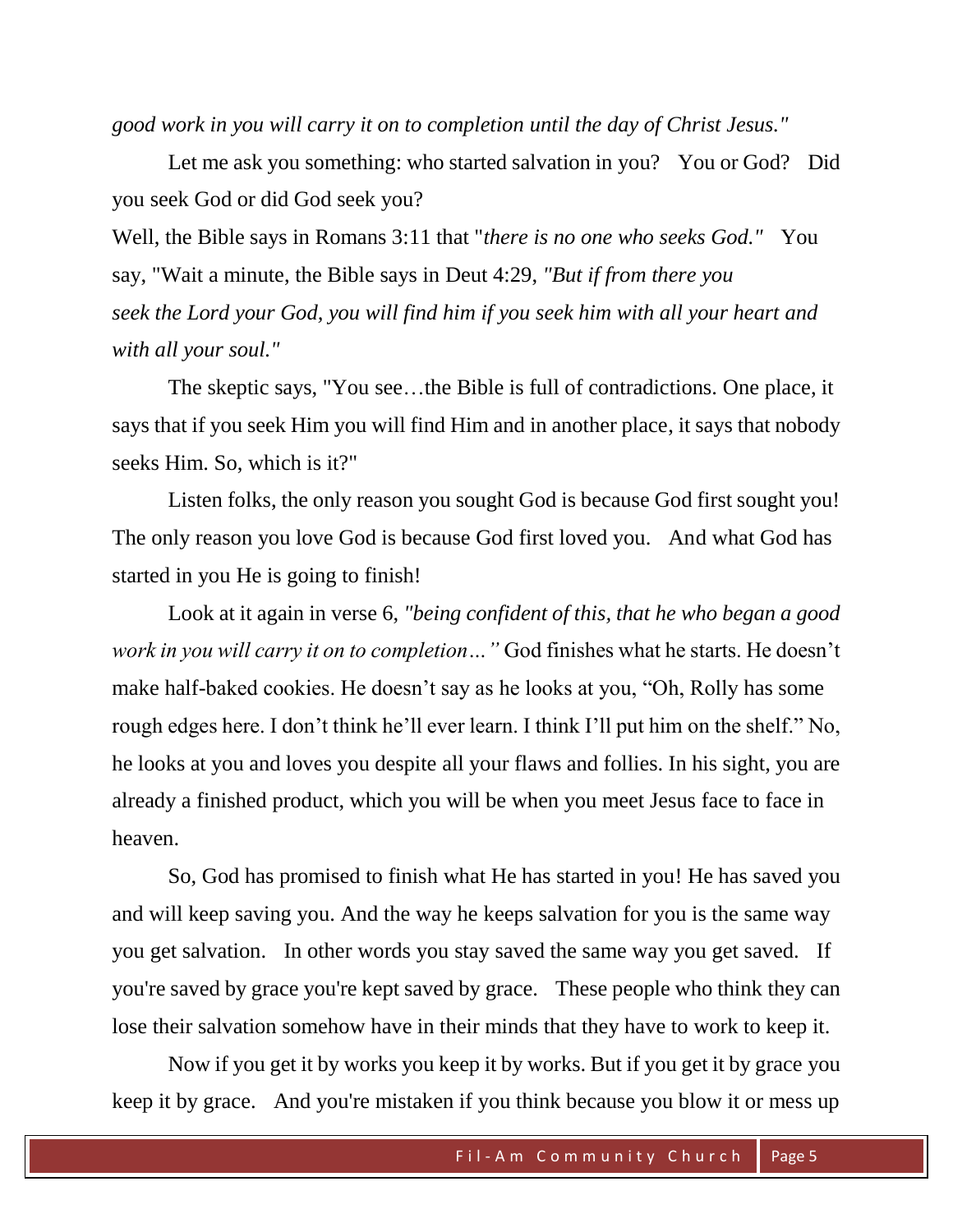*good work in you will carry it on to completion until the day of Christ Jesus."*

Let me ask you something: who started salvation in you? You or God? Did you seek God or did God seek you?

Well, the Bible says in Romans 3:11 that "*there is no one who seeks God."* You say, "Wait a minute, the Bible says in Deut 4:29, *"But if from there you seek the Lord your God, you will find him if you seek him with all your heart and with all your soul."*

The skeptic says, "You see…the Bible is full of contradictions. One place, it says that if you seek Him you will find Him and in another place, it says that nobody seeks Him. So, which is it?"

Listen folks, the only reason you sought God is because God first sought you! The only reason you love God is because God first loved you. And what God has started in you He is going to finish!

Look at it again in verse 6, *"being confident of this, that he who began a good work in you will carry it on to completion…"* God finishes what he starts. He doesn't make half-baked cookies. He doesn't say as he looks at you, "Oh, Rolly has some rough edges here. I don't think he'll ever learn. I think I'll put him on the shelf." No, he looks at you and loves you despite all your flaws and follies. In his sight, you are already a finished product, which you will be when you meet Jesus face to face in heaven.

So, God has promised to finish what He has started in you! He has saved you and will keep saving you. And the way he keeps salvation for you is the same way you get salvation. In other words you stay saved the same way you get saved. If you're saved by grace you're kept saved by grace. These people who think they can lose their salvation somehow have in their minds that they have to work to keep it.

Now if you get it by works you keep it by works. But if you get it by grace you keep it by grace. And you're mistaken if you think because you blow it or mess up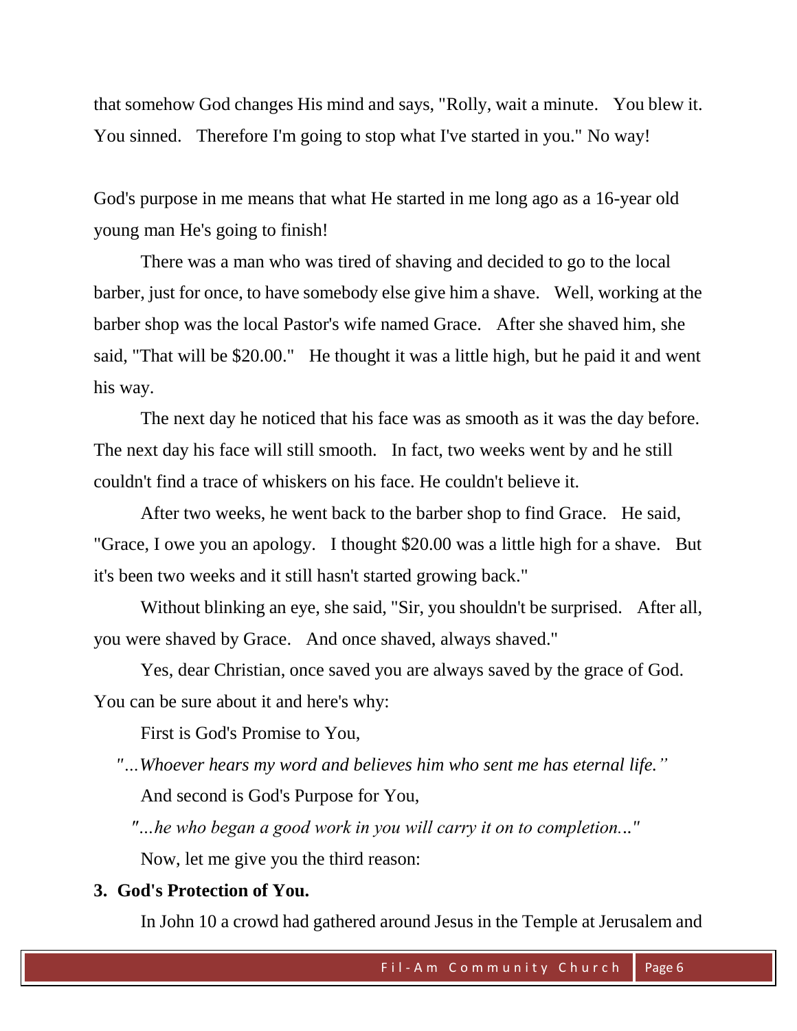that somehow God changes His mind and says, "Rolly, wait a minute. You blew it. You sinned. Therefore I'm going to stop what I've started in you." No way!

God's purpose in me means that what He started in me long ago as a 16-year old young man He's going to finish!

There was a man who was tired of shaving and decided to go to the local barber, just for once, to have somebody else give him a shave. Well, working at the barber shop was the local Pastor's wife named Grace. After she shaved him, she said, "That will be $20.00." He thought it was a little high, but he paid it and went his way.

The next day he noticed that his face was as smooth as it was the day before. The next day his face will still smooth. In fact, two weeks went by and he still couldn't find a trace of whiskers on his face. He couldn't believe it.

After two weeks, he went back to the barber shop to find Grace. He said, "Grace, I owe you an apology. I thought $20.00 was a little high for a shave. But it's been two weeks and it still hasn't started growing back."

Without blinking an eye, she said, "Sir, you shouldn't be surprised. After all, you were shaved by Grace. And once shaved, always shaved."

Yes, dear Christian, once saved you are always saved by the grace of God. You can be sure about it and here's why:

First is God's Promise to You,

*"…Whoever hears my word and believes him who sent me has eternal life."*

And second is God's Purpose for You,

*"...he who began a good work in you will carry it on to completion..."*

Now, let me give you the third reason:

**3. God's Protection of You.**

In John 10 a crowd had gathered around Jesus in the Temple at Jerusalem and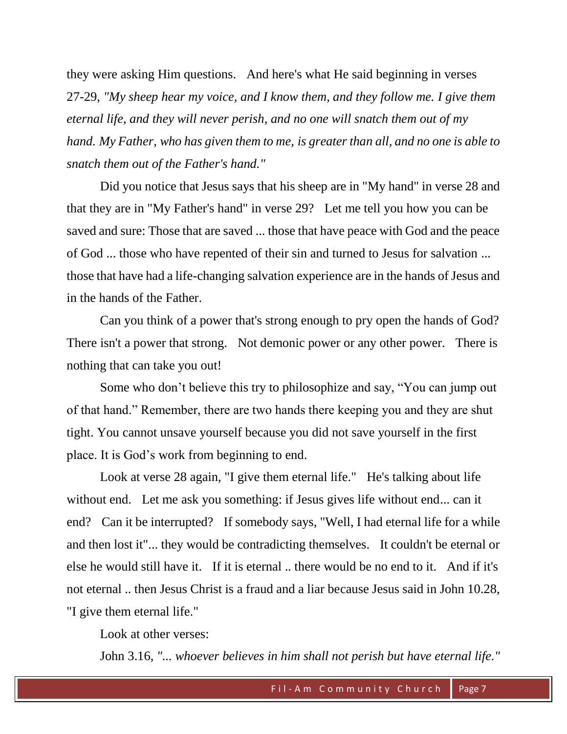they were asking Him questions. And here's what He said beginning in verses 27-29, *"My sheep hear my voice, and I know them, and they follow me. I give them eternal life, and they will never perish, and no one will snatch them out of my hand. My Father, who has given them to me, is greater than all, and no one is able to snatch them out of the Father's hand."*

Did you notice that Jesus says that his sheep are in "My hand" in verse 28 and that they are in "My Father's hand" in verse 29? Let me tell you how you can be saved and sure: Those that are saved ... those that have peace with God and the peace of God ... those who have repented of their sin and turned to Jesus for salvation ... those that have had a life-changing salvation experience are in the hands of Jesus and in the hands of the Father.

Can you think of a power that's strong enough to pry open the hands of God? There isn't a power that strong. Not demonic power or any other power. There is nothing that can take you out!

Some who don't believe this try to philosophize and say, "You can jump out of that hand." Remember, there are two hands there keeping you and they are shut tight. You cannot unsave yourself because you did not save yourself in the first place. It is God's work from beginning to end.

Look at verse 28 again, "I give them eternal life." He's talking about life without end. Let me ask you something: if Jesus gives life without end... can it end? Can it be interrupted? If somebody says, "Well, I had eternal life for a while and then lost it"... they would be contradicting themselves. It couldn't be eternal or else he would still have it. If it is eternal .. there would be no end to it. And if it's not eternal .. then Jesus Christ is a fraud and a liar because Jesus said in John 10.28, "I give them eternal life."

Look at other verses:

John 3.16, *"... whoever believes in him shall not perish but have eternal life."*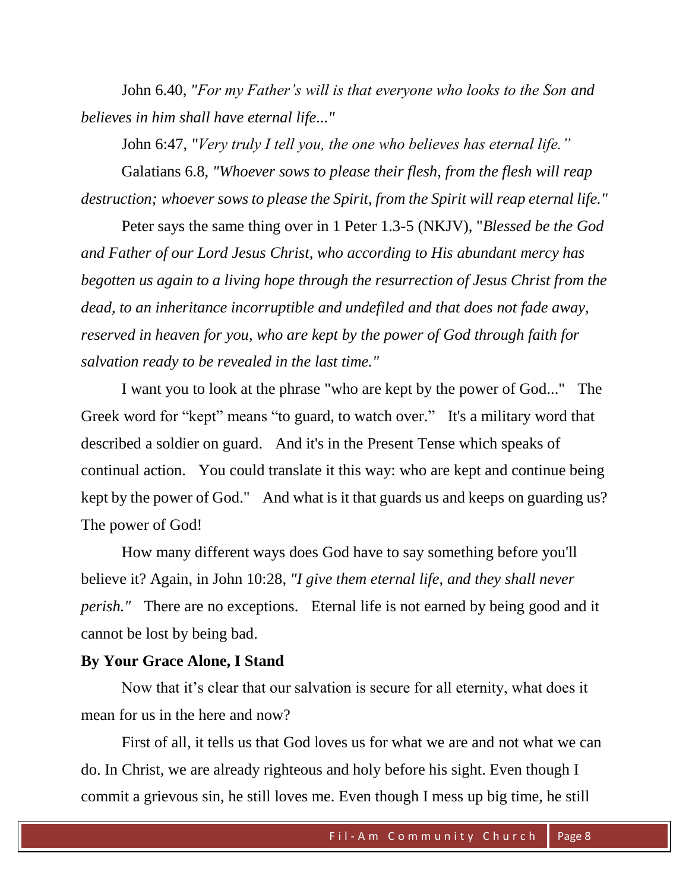John 6.40, *"For my Father's will is that everyone who looks to the Son and believes in him shall have eternal life..."*

John 6:47, *"Very truly I tell you, the one who believes has eternal life."*

Galatians 6.8, *"Whoever sows to please their flesh, from the flesh will reap destruction; whoever sows to please the Spirit, from the Spirit will reap eternal life."*

Peter says the same thing over in 1 Peter 1.3-5 (NKJV), "*Blessed be the God and Father of our Lord Jesus Christ, who according to His abundant mercy has begotten us again to a living hope through the resurrection of Jesus Christ from the dead, to an inheritance incorruptible and undefiled and that does not fade away, reserved in heaven for you, who are kept by the power of God through faith for salvation ready to be revealed in the last time."*

I want you to look at the phrase "who are kept by the power of God..." The Greek word for "kept" means "to guard, to watch over." It's a military word that described a soldier on guard. And it's in the Present Tense which speaks of continual action. You could translate it this way: who are kept and continue being kept by the power of God." And what is it that guards us and keeps on guarding us? The power of God!

How many different ways does God have to say something before you'll believe it? Again, in John 10:28, *"I give them eternal life, and they shall never perish."* There are no exceptions. Eternal life is not earned by being good and it cannot be lost by being bad.

**By Your Grace Alone, I Stand**

Now that it's clear that our salvation is secure for all eternity, what does it mean for us in the here and now?

First of all, it tells us that God loves us for what we are and not what we can do. In Christ, we are already righteous and holy before his sight. Even though I commit a grievous sin, he still loves me. Even though I mess up big time, he still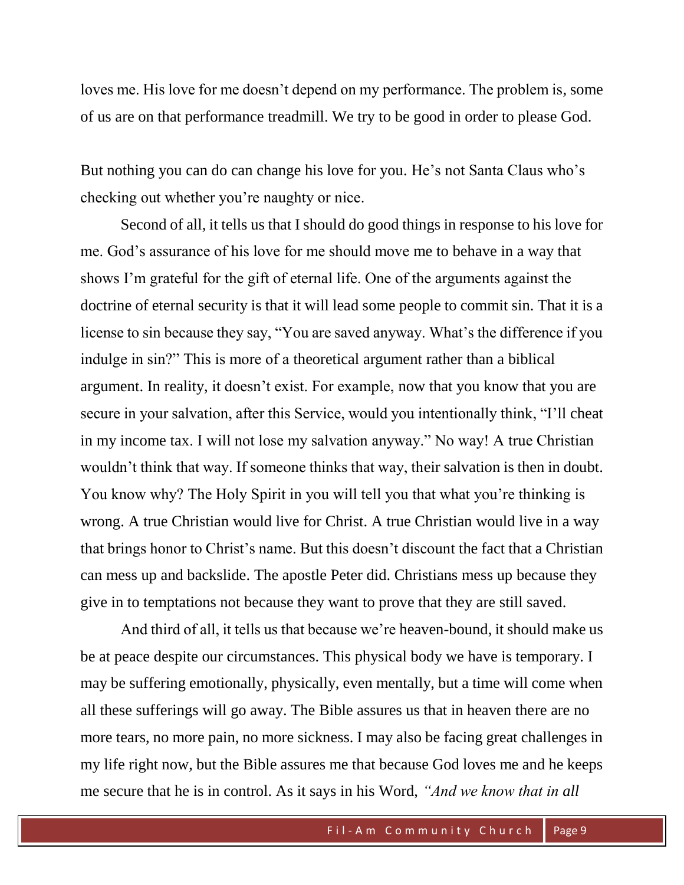loves me. His love for me doesn't depend on my performance. The problem is, some of us are on that performance treadmill. We try to be good in order to please God.

But nothing you can do can change his love for you. He's not Santa Claus who's checking out whether you're naughty or nice.

Second of all, it tells us that I should do good things in response to his love for me. God's assurance of his love for me should move me to behave in a way that shows I'm grateful for the gift of eternal life. One of the arguments against the doctrine of eternal security is that it will lead some people to commit sin. That it is a license to sin because they say, "You are saved anyway. What's the difference if you indulge in sin?" This is more of a theoretical argument rather than a biblical argument. In reality, it doesn't exist. For example, now that you know that you are secure in your salvation, after this Service, would you intentionally think, "I'll cheat in my income tax. I will not lose my salvation anyway." No way! A true Christian wouldn't think that way. If someone thinks that way, their salvation is then in doubt. You know why? The Holy Spirit in you will tell you that what you're thinking is wrong. A true Christian would live for Christ. A true Christian would live in a way that brings honor to Christ's name. But this doesn't discount the fact that a Christian can mess up and backslide. The apostle Peter did. Christians mess up because they give in to temptations not because they want to prove that they are still saved.

And third of all, it tells us that because we're heaven-bound, it should make us be at peace despite our circumstances. This physical body we have is temporary. I may be suffering emotionally, physically, even mentally, but a time will come when all these sufferings will go away. The Bible assures us that in heaven there are no more tears, no more pain, no more sickness. I may also be facing great challenges in my life right now, but the Bible assures me that because God loves me and he keeps me secure that he is in control. As it says in his Word, *"And we know that in all*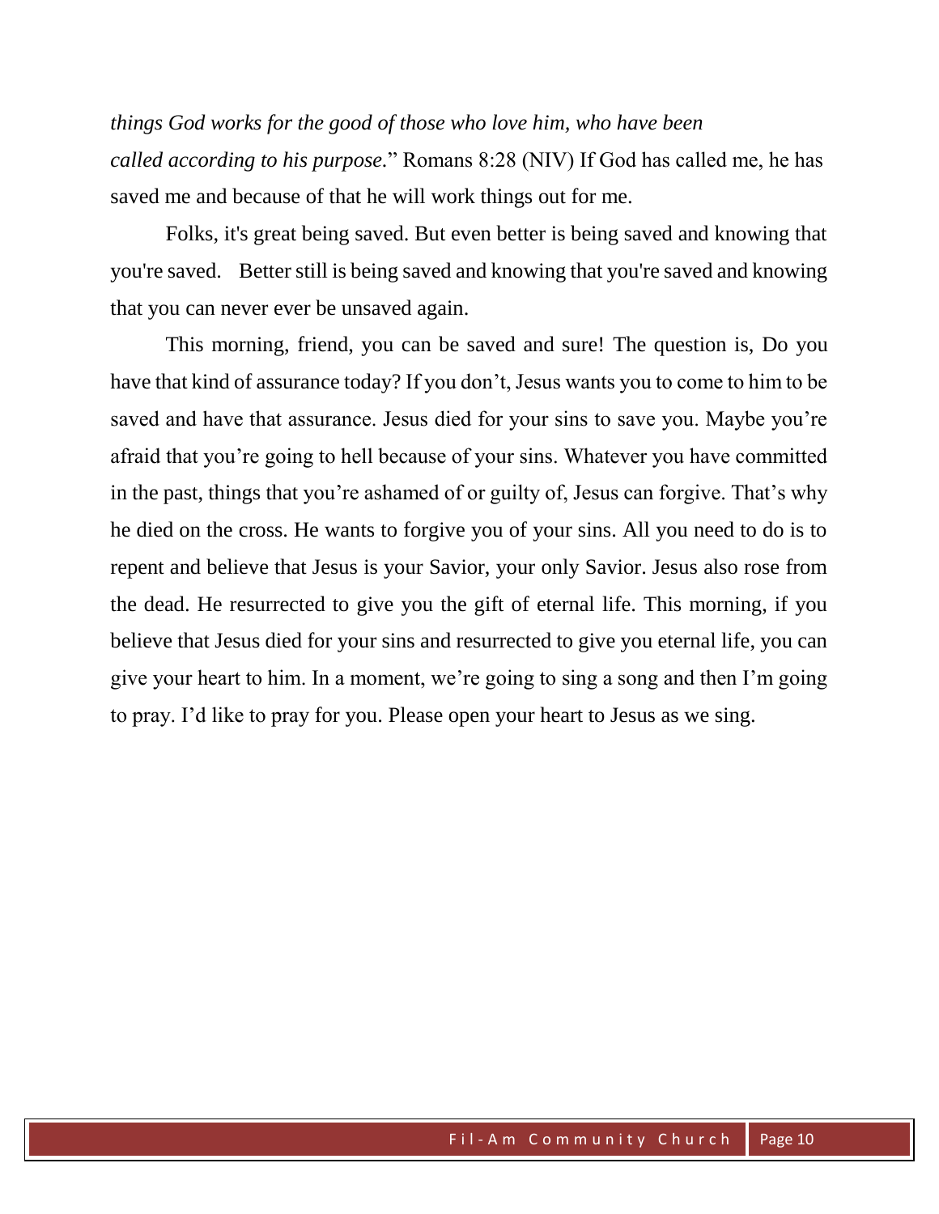*things God works for the good of those who love him, who have been called according to his purpose.*" Romans 8:28 (NIV) If God has called me, he has saved me and because of that he will work things out for me.

Folks, it's great being saved. But even better is being saved and knowing that you're saved. Better still is being saved and knowing that you're saved and knowing that you can never ever be unsaved again.

This morning, friend, you can be saved and sure! The question is, Do you have that kind of assurance today? If you don't, Jesus wants you to come to him to be saved and have that assurance. Jesus died for your sins to save you. Maybe you're afraid that you're going to hell because of your sins. Whatever you have committed in the past, things that you're ashamed of or guilty of, Jesus can forgive. That's why he died on the cross. He wants to forgive you of your sins. All you need to do is to repent and believe that Jesus is your Savior, your only Savior. Jesus also rose from the dead. He resurrected to give you the gift of eternal life. This morning, if you believe that Jesus died for your sins and resurrected to give you eternal life, you can give your heart to him. In a moment, we're going to sing a song and then I'm going to pray. I'd like to pray for you. Please open your heart to Jesus as we sing.